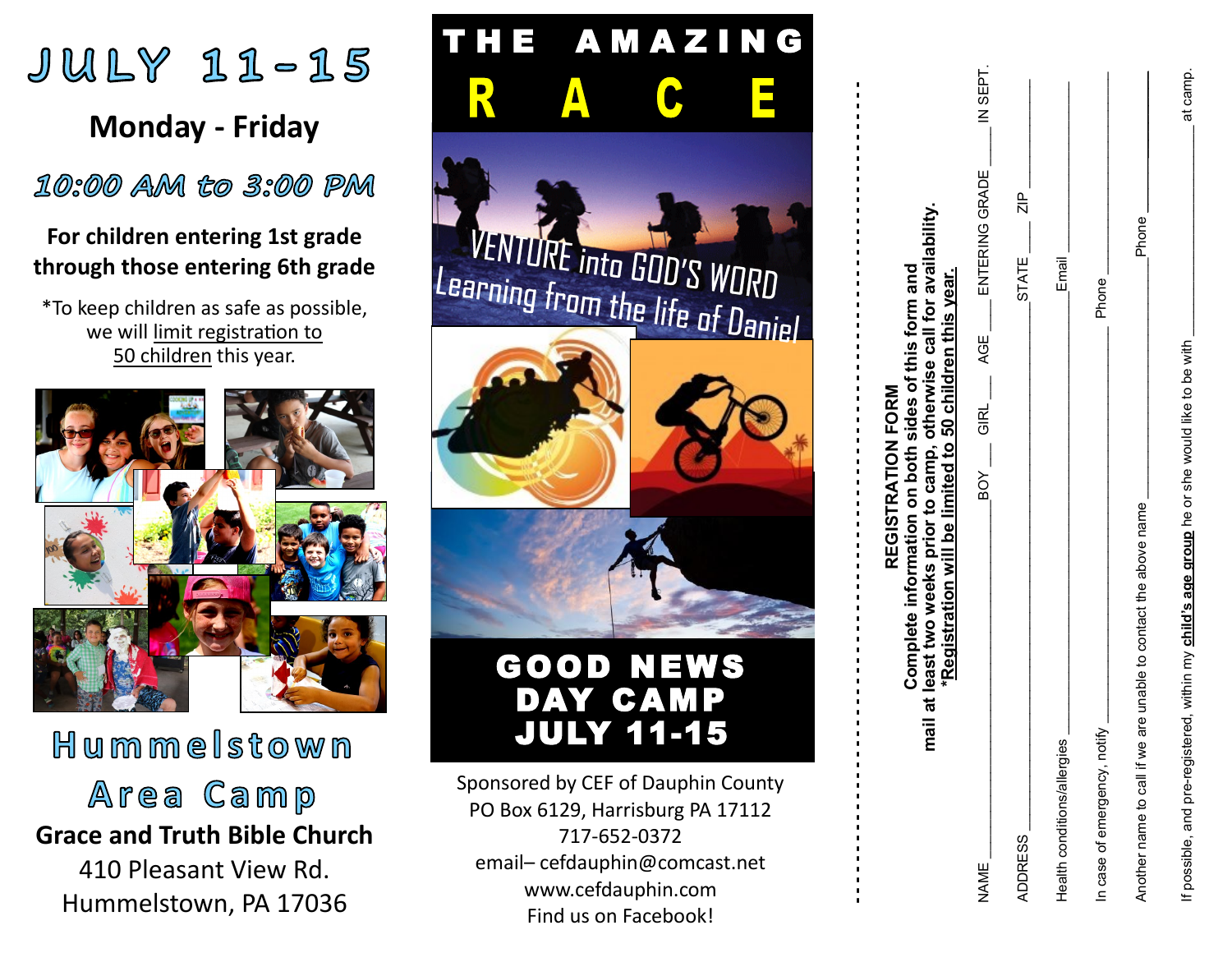# JULY 11-15

**Monday - Friday**

*10:00 AM to 3:00 PM*

**For children entering 1st grade through those entering 6th grade**

*To keep children as safe as possible, we will limit registration to 50 children this year.

## Hummelstown Area Camp

**Grace and Truth Bible Church**

410 Pleasant View Rd.

Hummelstown, PA 17036

# THE AMAZING RACE

VENTURE into GOD'S WORD

Learning from the life of Daniel

## GOOD NEWS DAY CAMP JULY 11-15

Sponsored by CEF of Dauphin County

PO Box 6129, Harrisburg PA 17112

717-652-0372

email– cefdauphin@comcast.net

www.cefdauphin.com

Find us on Facebook!

## REGISTRATION FORM

**Complete information on both sides of this form and mail at least two weeks prior to camp, otherwise call for availability.**

***Registration will be limited to 50 children this year.**

NAME ____________ BOY ___ GIRL ___ AGE ___ ENTERING GRADE ___ IN SEPT.

ADDRESS ____________ STATE ___ ZIP ______

Health conditions/allergies ____________ Email ______

In case of emergency, notify ____________ Phone ______

Another name to call if we are unable to contact the above name ____________ Phone ______

If possible, and pre-registered, within my **child's age group** he or she would like to be with ____________ at camp.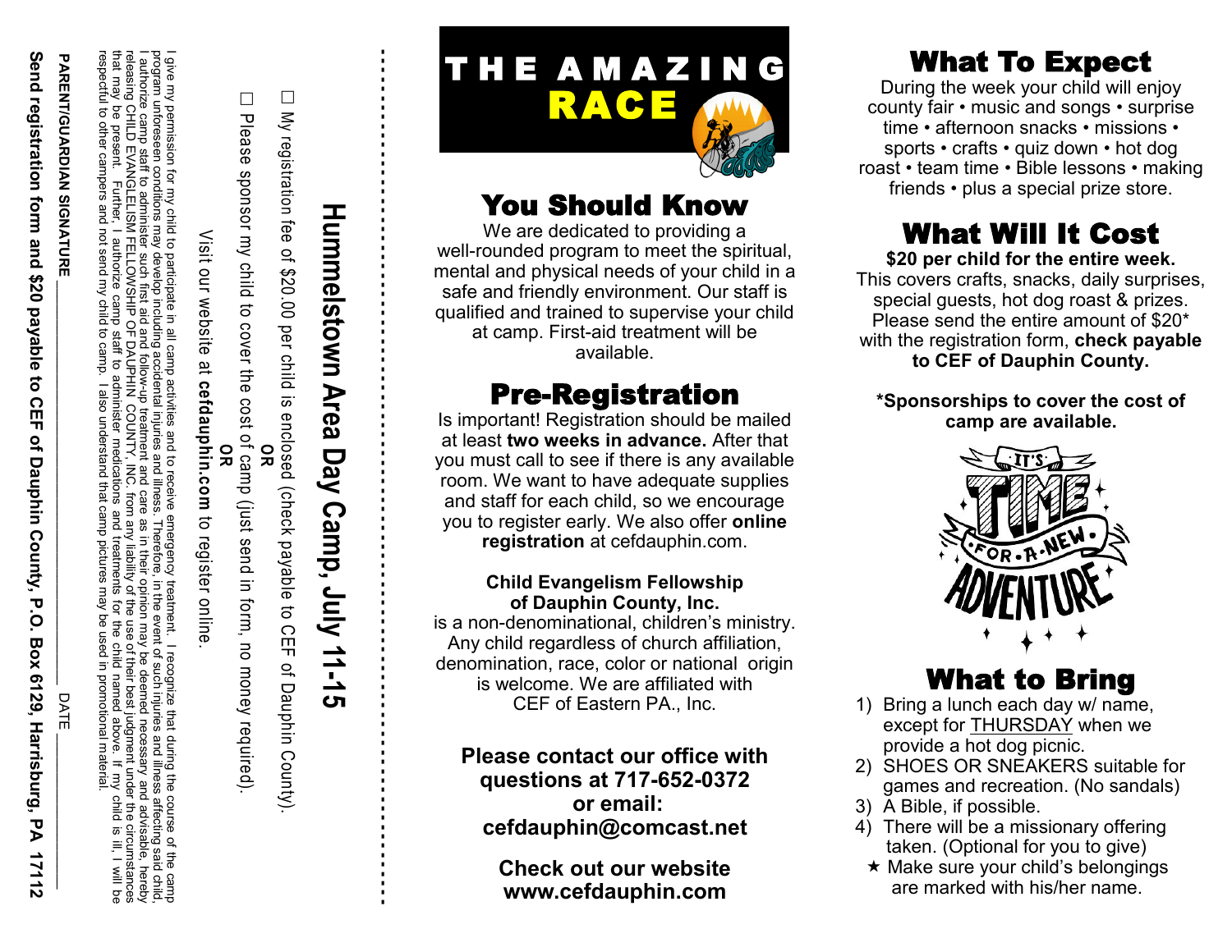Hummelstown Area Day Camp, July 11-15

☐ My registration fee of $20.00 per child is enclosed (check payable to CEF of Dauphin County).

**OR**

☐ Please sponsor my child to cover the cost of camp (just send in form, no money required).

**OR**

Visit our website at **cefdauphin.com** to register online.

I give my permission for my child to participate in all camp activities and to receive emergency treatment. I recognize that during the course of the camp program unforeseen conditions may develop including accidental injuries and illness. Therefore, in the event of such injuries and illness affecting said child, I authorize camp staff to administer such first aid and follow-up treatment and care as in their opinion may be deemed necessary and advisable, hereby releasing CHILD EVANGELISM FELLOWSHIP OF DAUPHIN COUNTY, INC. from any liability of the use of their best judgment under the circumstances that may be present. Further, I authorize camp staff to administer medications and treatments for the child named above. If my child is ill, I will be respectful to other campers and not send my child to camp. I also understand that camp pictures may be used in promotional material.

PARENT/GUARDIAN SIGNATURE ______________________ DATE ________

**Send registration form and $20 payable to CEF of Dauphin County, P.O. Box 6129, Harrisburg, PA 17112**

---

# THE AMAZING RACE

## You Should Know

We are dedicated to providing a well-rounded program to meet the spiritual, mental and physical needs of your child in a safe and friendly environment. Our staff is qualified and trained to supervise your child at camp. First-aid treatment will be available.

## Pre-Registration

Is important! Registration should be mailed at least **two weeks in advance.** After that you must call to see if there is any available room. We want to have adequate supplies and staff for each child, so we encourage you to register early. We also offer **online registration** at cefdauphin.com.

**Child Evangelism Fellowship of Dauphin County, Inc.**
is a non-denominational, children's ministry. Any child regardless of church affiliation, denomination, race, color or national origin is welcome. We are affiliated with CEF of Eastern PA., Inc.

**Please contact our office with questions at 717-652-0372 or email: cefdauphin@comcast.net**

**Check out our website www.cefdauphin.com**

---

## What To Expect

During the week your child will enjoy county fair • music and songs • surprise time • afternoon snacks • missions • sports • crafts • quiz down • hot dog roast • team time • Bible lessons • making friends • plus a special prize store.

## What Will It Cost

**$20 per child for the entire week.**
This covers crafts, snacks, daily surprises, special guests, hot dog roast & prizes. Please send the entire amount of $20* with the registration form, **check payable to CEF of Dauphin County.**

**\*Sponsorships to cover the cost of camp are available.**

IT'S TIME FOR A NEW ADVENTURE

## What to Bring

1) Bring a lunch each day w/ name, except for THURSDAY when we provide a hot dog picnic.
2) SHOES OR SNEAKERS suitable for games and recreation. (No sandals)
3) A Bible, if possible.
4) There will be a missionary offering taken. (Optional for you to give)

★ Make sure your child's belongings are marked with his/her name.